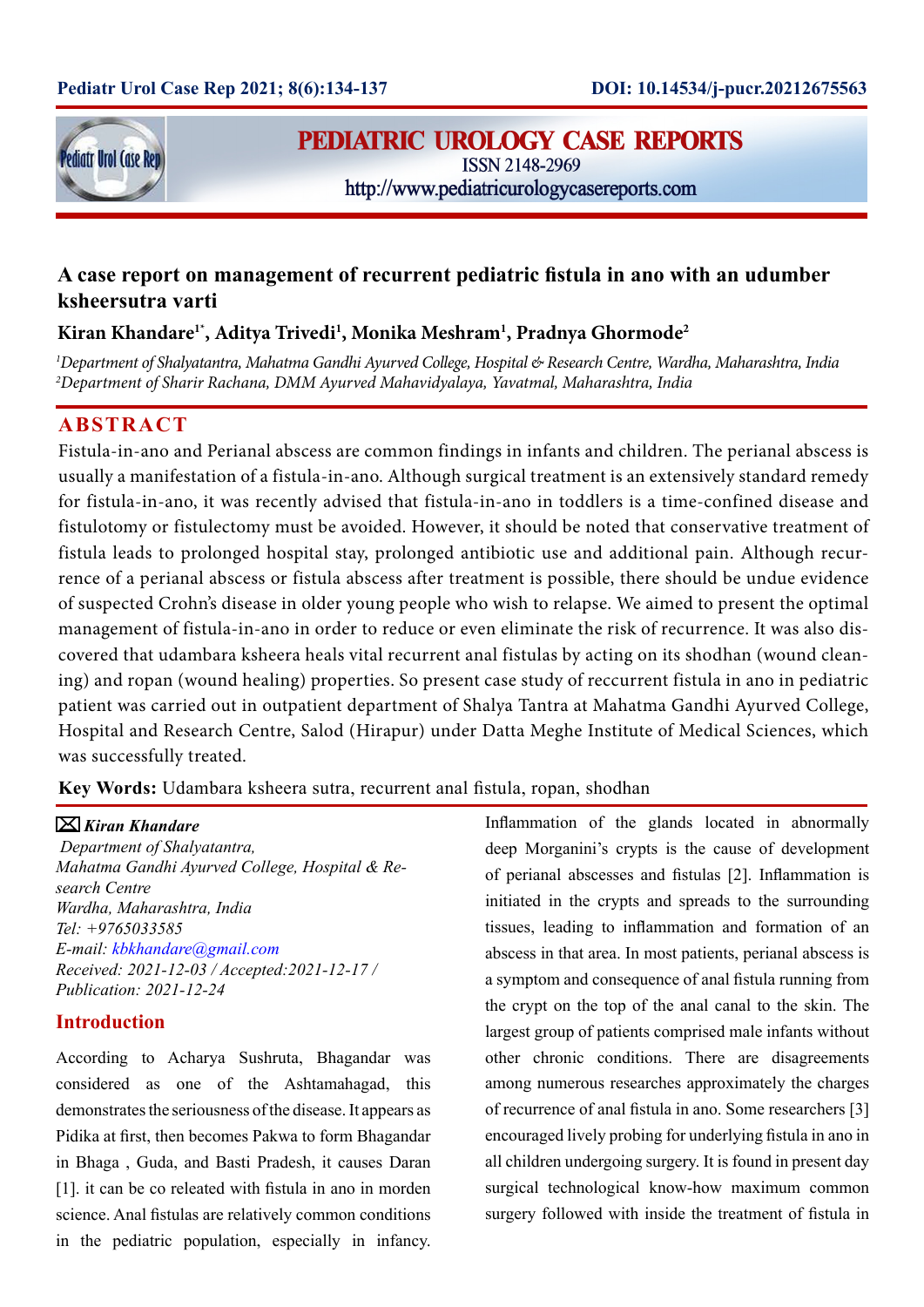# A case report on management of recurrent pediatric fistula in ano with an udumber ksheersutra varti

**Kiran Khandare[1*], Aditya Trivedi[1], Monika Meshram[1], Pradnya Ghormode[2]**

*[1]Department of Shalyatantra, Mahatma Gandhi Ayurved College, Hospital & Research Centre, Wardha, Maharashtra, India*
*[2]Department of Sharir Rachana, DMM Ayurved Mahavidyalaya, Yavatmal, Maharashtra, India*

## ABSTRACT

Fistula-in-ano and Perianal abscess are common findings in infants and children. The perianal abscess is usually a manifestation of a fistula-in-ano. Although surgical treatment is an extensively standard remedy for fistula-in-ano, it was recently advised that fistula-in-ano in toddlers is a time-confined disease and fistulotomy or fistulectomy must be avoided. However, it should be noted that conservative treatment of fistula leads to prolonged hospital stay, prolonged antibiotic use and additional pain. Although recurrence of a perianal abscess or fistula abscess after treatment is possible, there should be undue evidence of suspected Crohn's disease in older young people who wish to relapse. We aimed to present the optimal management of fistula-in-ano in order to reduce or even eliminate the risk of recurrence. It was also discovered that udambara ksheera heals vital recurrent anal fistulas by acting on its shodhan (wound cleaning) and ropan (wound healing) properties. So present case study of reccurrent fistula in ano in pediatric patient was carried out in outpatient department of Shalya Tantra at Mahatma Gandhi Ayurved College, Hospital and Research Centre, Salod (Hirapur) under Datta Meghe Institute of Medical Sciences, which was successfully treated.

**Key Words:** Udambara ksheera sutra, recurrent anal fistula, ropan, shodhan

✉ ***Kiran Khandare***
*Department of Shalyatantra,*
*Mahatma Gandhi Ayurved College, Hospital & Research Centre*
*Wardha, Maharashtra, India*
*Tel: +9765033585*
*E-mail: kbkhandare@gmail.com*
*Received: 2021-12-03 / Accepted:2021-12-17 /*
*Publication: 2021-12-24*

## Introduction

According to Acharya Sushruta, Bhagandar was considered as one of the Ashtamahagad, this demonstrates the seriousness of the disease. It appears as Pidika at first, then becomes Pakwa to form Bhagandar in Bhaga , Guda, and Basti Pradesh, it causes Daran [1]. it can be co releated with fistula in ano in morden science. Anal fistulas are relatively common conditions in the pediatric population, especially in infancy. Inflammation of the glands located in abnormally deep Morganini's crypts is the cause of development of perianal abscesses and fistulas [2]. Inflammation is initiated in the crypts and spreads to the surrounding tissues, leading to inflammation and formation of an abscess in that area. In most patients, perianal abscess is a symptom and consequence of anal fistula running from the crypt on the top of the anal canal to the skin. The largest group of patients comprised male infants without other chronic conditions. There are disagreements among numerous researches approximately the charges of recurrence of anal fistula in ano. Some researchers [3] encouraged lively probing for underlying fistula in ano in all children undergoing surgery. It is found in present day surgical technological know-how maximum common surgery followed with inside the treatment of fistula in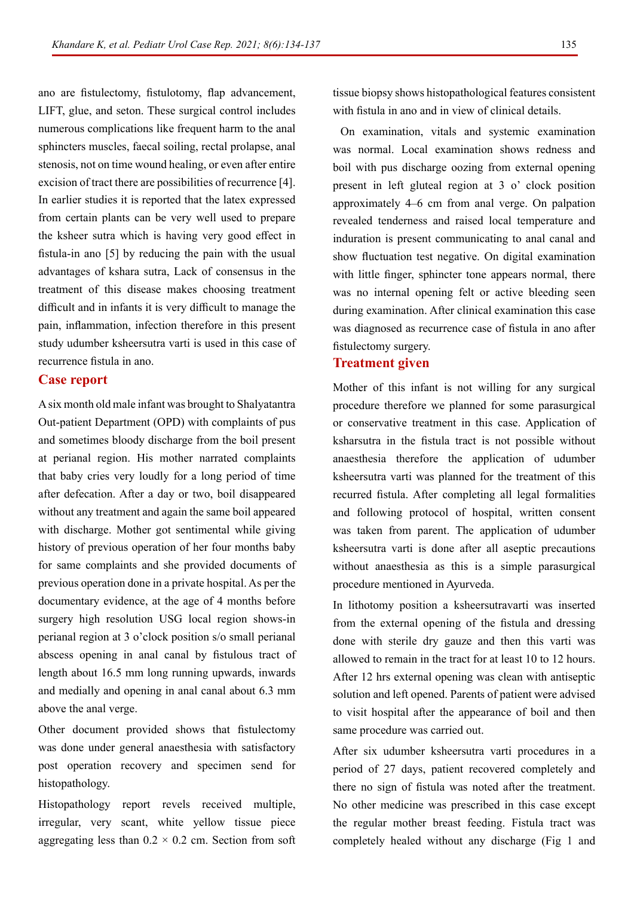ano are fistulectomy, fistulotomy, flap advancement, LIFT, glue, and seton. These surgical control includes numerous complications like frequent harm to the anal sphincters muscles, faecal soiling, rectal prolapse, anal stenosis, not on time wound healing, or even after entire excision of tract there are possibilities of recurrence [4]. In earlier studies it is reported that the latex expressed from certain plants can be very well used to prepare the ksheer sutra which is having very good effect in fistula-in ano [5] by reducing the pain with the usual advantages of kshara sutra, Lack of consensus in the treatment of this disease makes choosing treatment difficult and in infants it is very difficult to manage the pain, inflammation, infection therefore in this present study udumber ksheersutra varti is used in this case of recurrence fistula in ano.

## Case report

A six month old male infant was brought to Shalyatantra Out-patient Department (OPD) with complaints of pus and sometimes bloody discharge from the boil present at perianal region. His mother narrated complaints that baby cries very loudly for a long period of time after defecation. After a day or two, boil disappeared without any treatment and again the same boil appeared with discharge. Mother got sentimental while giving history of previous operation of her four months baby for same complaints and she provided documents of previous operation done in a private hospital. As per the documentary evidence, at the age of 4 months before surgery high resolution USG local region shows-in perianal region at 3 o'clock position s/o small perianal abscess opening in anal canal by fistulous tract of length about 16.5 mm long running upwards, inwards and medially and opening in anal canal about 6.3 mm above the anal verge.

Other document provided shows that fistulectomy was done under general anaesthesia with satisfactory post operation recovery and specimen send for histopathology.

Histopathology report revels received multiple, irregular, very scant, white yellow tissue piece aggregating less than 0.2 × 0.2 cm. Section from soft tissue biopsy shows histopathological features consistent with fistula in ano and in view of clinical details.

On examination, vitals and systemic examination was normal. Local examination shows redness and boil with pus discharge oozing from external opening present in left gluteal region at 3 o' clock position approximately 4–6 cm from anal verge. On palpation revealed tenderness and raised local temperature and induration is present communicating to anal canal and show fluctuation test negative. On digital examination with little finger, sphincter tone appears normal, there was no internal opening felt or active bleeding seen during examination. After clinical examination this case was diagnosed as recurrence case of fistula in ano after fistulectomy surgery.

## Treatment given

Mother of this infant is not willing for any surgical procedure therefore we planned for some parasurgical or conservative treatment in this case. Application of ksharsutra in the fistula tract is not possible without anaesthesia therefore the application of udumber ksheersutra varti was planned for the treatment of this recurred fistula. After completing all legal formalities and following protocol of hospital, written consent was taken from parent. The application of udumber ksheersutra varti is done after all aseptic precautions without anaesthesia as this is a simple parasurgical procedure mentioned in Ayurveda.

In lithotomy position a ksheersutravarti was inserted from the external opening of the fistula and dressing done with sterile dry gauze and then this varti was allowed to remain in the tract for at least 10 to 12 hours. After 12 hrs external opening was clean with antiseptic solution and left opened. Parents of patient were advised to visit hospital after the appearance of boil and then same procedure was carried out.

After six udumber ksheersutra varti procedures in a period of 27 days, patient recovered completely and there no sign of fistula was noted after the treatment. No other medicine was prescribed in this case except the regular mother breast feeding. Fistula tract was completely healed without any discharge (Fig 1 and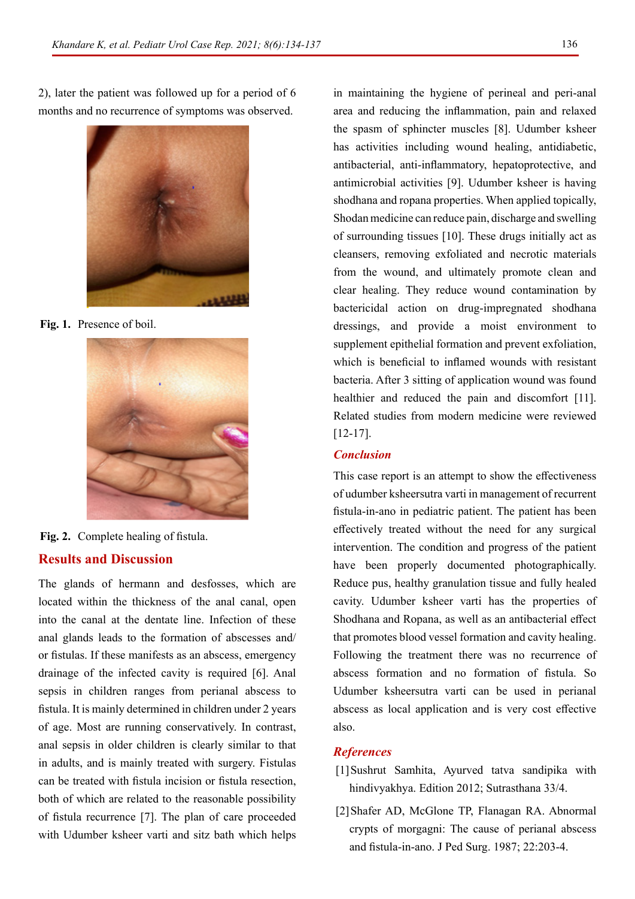2), later the patient was followed up for a period of 6 months and no recurrence of symptoms was observed.

**Fig. 1.** Presence of boil.

**Fig. 2.** Complete healing of fistula.

## Results and Discussion

The glands of hermann and desfosses, which are located within the thickness of the anal canal, open into the canal at the dentate line. Infection of these anal glands leads to the formation of abscesses and/or fistulas. If these manifests as an abscess, emergency drainage of the infected cavity is required [6]. Anal sepsis in children ranges from perianal abscess to fistula. It is mainly determined in children under 2 years of age. Most are running conservatively. In contrast, anal sepsis in older children is clearly similar to that in adults, and is mainly treated with surgery. Fistulas can be treated with fistula incision or fistula resection, both of which are related to the reasonable possibility of fistula recurrence [7]. The plan of care proceeded with Udumber ksheer varti and sitz bath which helps in maintaining the hygiene of perineal and peri-anal area and reducing the inflammation, pain and relaxed the spasm of sphincter muscles [8]. Udumber ksheer has activities including wound healing, antidiabetic, antibacterial, anti-inflammatory, hepatoprotective, and antimicrobial activities [9]. Udumber ksheer is having shodhana and ropana properties. When applied topically, Shodan medicine can reduce pain, discharge and swelling of surrounding tissues [10]. These drugs initially act as cleansers, removing exfoliated and necrotic materials from the wound, and ultimately promote clean and clear healing. They reduce wound contamination by bactericidal action on drug-impregnated shodhana dressings, and provide a moist environment to supplement epithelial formation and prevent exfoliation, which is beneficial to inflamed wounds with resistant bacteria. After 3 sitting of application wound was found healthier and reduced the pain and discomfort [11]. Related studies from modern medicine were reviewed [12-17].

## *Conclusion*

This case report is an attempt to show the effectiveness of udumber ksheersutra varti in management of recurrent fistula-in-ano in pediatric patient. The patient has been effectively treated without the need for any surgical intervention. The condition and progress of the patient have been properly documented photographically. Reduce pus, healthy granulation tissue and fully healed cavity. Udumber ksheer varti has the properties of Shodhana and Ropana, as well as an antibacterial effect that promotes blood vessel formation and cavity healing. Following the treatment there was no recurrence of abscess formation and no formation of fistula. So Udumber ksheersutra varti can be used in perianal abscess as local application and is very cost effective also.

## *References*

[1] Sushrut Samhita, Ayurved tatva sandipika with hindivyakhya. Edition 2012; Sutrasthana 33/4.

[2] Shafer AD, McGlone TP, Flanagan RA. Abnormal crypts of morgagni: The cause of perianal abscess and fistula-in-ano. J Ped Surg. 1987; 22:203-4.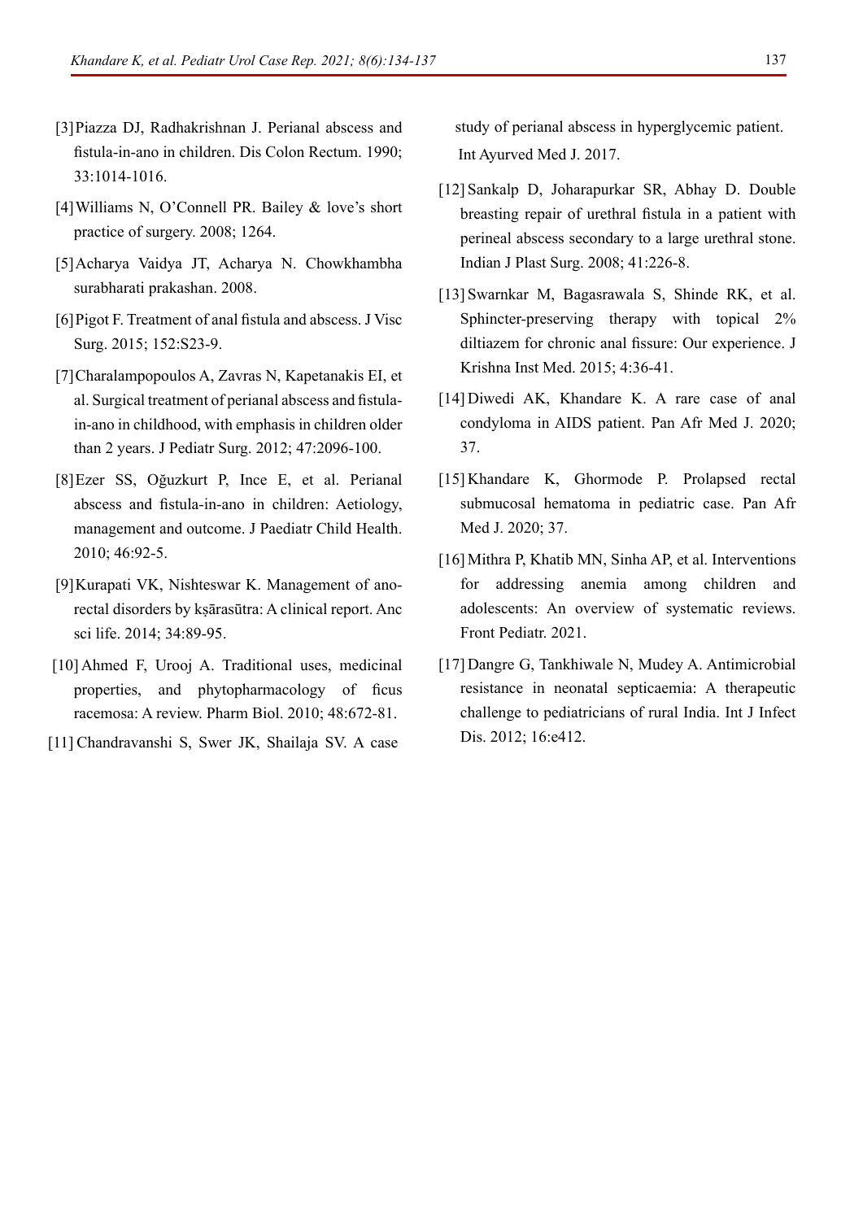[3] Piazza DJ, Radhakrishnan J. Perianal abscess and fistula-in-ano in children. Dis Colon Rectum. 1990; 33:1014-1016.

[4] Williams N, O'Connell PR. Bailey & love's short practice of surgery. 2008; 1264.

[5] Acharya Vaidya JT, Acharya N. Chowkhambha surabharati prakashan. 2008.

[6] Pigot F. Treatment of anal fistula and abscess. J Visc Surg. 2015; 152:S23-9.

[7] Charalampopoulos A, Zavras N, Kapetanakis EI, et al. Surgical treatment of perianal abscess and fistula-in-ano in childhood, with emphasis in children older than 2 years. J Pediatr Surg. 2012; 47:2096-100.

[8] Ezer SS, Oğuzkurt P, Ince E, et al. Perianal abscess and fistula-in-ano in children: Aetiology, management and outcome. J Paediatr Child Health. 2010; 46:92-5.

[9] Kurapati VK, Nishteswar K. Management of ano-rectal disorders by kṣārasūtra: A clinical report. Anc sci life. 2014; 34:89-95.

[10] Ahmed F, Urooj A. Traditional uses, medicinal properties, and phytopharmacology of ficus racemosa: A review. Pharm Biol. 2010; 48:672-81.

[11] Chandravanshi S, Swer JK, Shailaja SV. A case study of perianal abscess in hyperglycemic patient. Int Ayurved Med J. 2017.

[12] Sankalp D, Joharapurkar SR, Abhay D. Double breasting repair of urethral fistula in a patient with perineal abscess secondary to a large urethral stone. Indian J Plast Surg. 2008; 41:226-8.

[13] Swarnkar M, Bagasrawala S, Shinde RK, et al. Sphincter-preserving therapy with topical 2% diltiazem for chronic anal fissure: Our experience. J Krishna Inst Med. 2015; 4:36-41.

[14] Diwedi AK, Khandare K. A rare case of anal condyloma in AIDS patient. Pan Afr Med J. 2020; 37.

[15] Khandare K, Ghormode P. Prolapsed rectal submucosal hematoma in pediatric case. Pan Afr Med J. 2020; 37.

[16] Mithra P, Khatib MN, Sinha AP, et al. Interventions for addressing anemia among children and adolescents: An overview of systematic reviews. Front Pediatr. 2021.

[17] Dangre G, Tankhiwale N, Mudey A. Antimicrobial resistance in neonatal septicaemia: A therapeutic challenge to pediatricians of rural India. Int J Infect Dis. 2012; 16:e412.